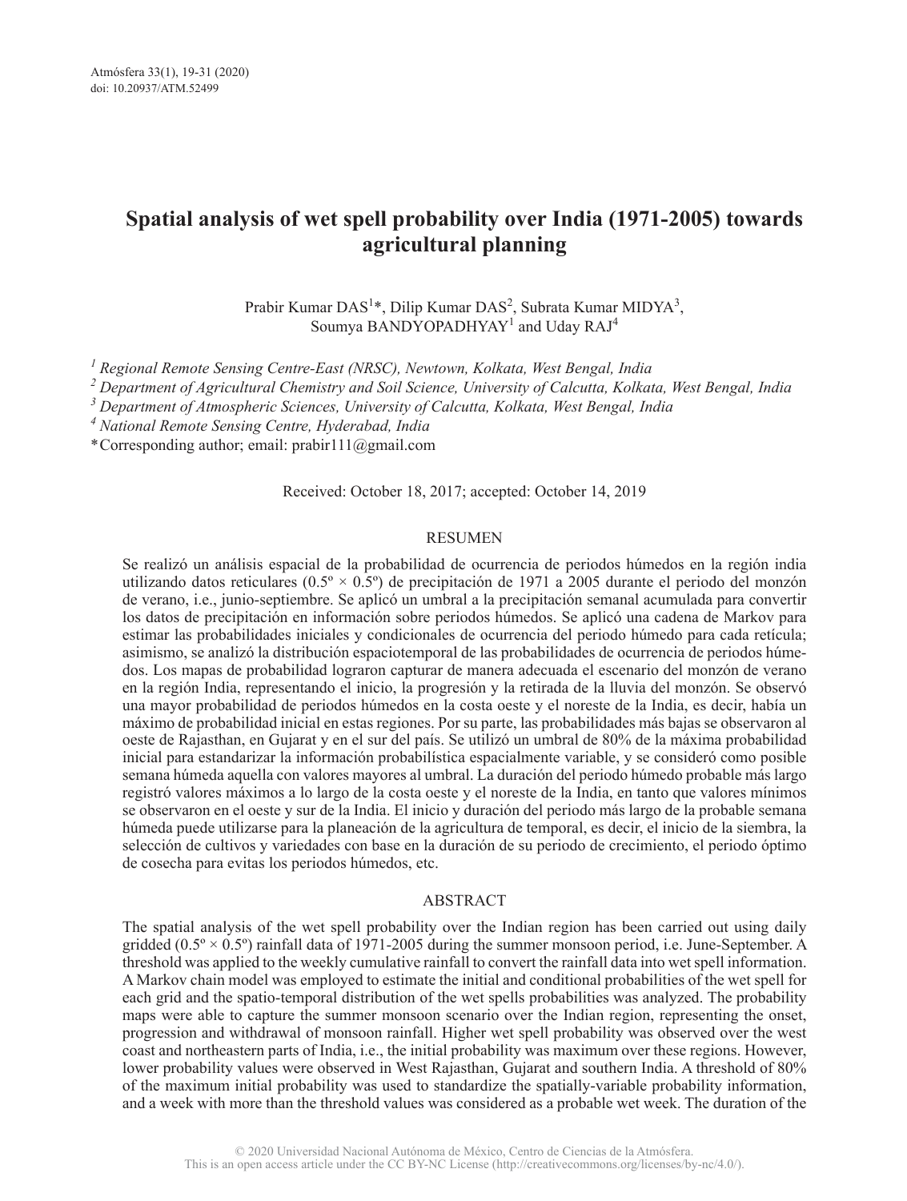# Spatial analysis of wet spell probability over India (1971-2005) towards agricultural planning

Prabir Kumar DAS[1]*, Dilip Kumar DAS[2], Subrata Kumar MIDYA[3], Soumya BANDYOPADHYAY[1] and Uday RAJ[4]

[1] *Regional Remote Sensing Centre-East (NRSC), Newtown, Kolkata, West Bengal, India*
[2] *Department of Agricultural Chemistry and Soil Science, University of Calcutta, Kolkata, West Bengal, India*
[3] *Department of Atmospheric Sciences, University of Calcutta, Kolkata, West Bengal, India*
[4] *National Remote Sensing Centre, Hyderabad, India*
*Corresponding author; email: prabir111@gmail.com

Received: October 18, 2017; accepted: October 14, 2019

## RESUMEN

Se realizó un análisis espacial de la probabilidad de ocurrencia de periodos húmedos en la región india utilizando datos reticulares (0.5º × 0.5º) de precipitación de 1971 a 2005 durante el periodo del monzón de verano, i.e., junio-septiembre. Se aplicó un umbral a la precipitación semanal acumulada para convertir los datos de precipitación en información sobre periodos húmedos. Se aplicó una cadena de Markov para estimar las probabilidades iniciales y condicionales de ocurrencia del periodo húmedo para cada retícula; asimismo, se analizó la distribución espaciotemporal de las probabilidades de ocurrencia de periodos húmedos. Los mapas de probabilidad lograron capturar de manera adecuada el escenario del monzón de verano en la región India, representando el inicio, la progresión y la retirada de la lluvia del monzón. Se observó una mayor probabilidad de periodos húmedos en la costa oeste y el noreste de la India, es decir, había un máximo de probabilidad inicial en estas regiones. Por su parte, las probabilidades más bajas se observaron al oeste de Rajasthan, en Gujarat y en el sur del país. Se utilizó un umbral de 80% de la máxima probabilidad inicial para estandarizar la información probabilística espacialmente variable, y se consideró como posible semana húmeda aquella con valores mayores al umbral. La duración del periodo húmedo probable más largo registró valores máximos a lo largo de la costa oeste y el noreste de la India, en tanto que valores mínimos se observaron en el oeste y sur de la India. El inicio y duración del periodo más largo de la probable semana húmeda puede utilizarse para la planeación de la agricultura de temporal, es decir, el inicio de la siembra, la selección de cultivos y variedades con base en la duración de su periodo de crecimiento, el periodo óptimo de cosecha para evitas los periodos húmedos, etc.

## ABSTRACT

The spatial analysis of the wet spell probability over the Indian region has been carried out using daily gridded (0.5º × 0.5º) rainfall data of 1971-2005 during the summer monsoon period, i.e. June-September. A threshold was applied to the weekly cumulative rainfall to convert the rainfall data into wet spell information. A Markov chain model was employed to estimate the initial and conditional probabilities of the wet spell for each grid and the spatio-temporal distribution of the wet spells probabilities was analyzed. The probability maps were able to capture the summer monsoon scenario over the Indian region, representing the onset, progression and withdrawal of monsoon rainfall. Higher wet spell probability was observed over the west coast and northeastern parts of India, i.e., the initial probability was maximum over these regions. However, lower probability values were observed in West Rajasthan, Gujarat and southern India. A threshold of 80% of the maximum initial probability was used to standardize the spatially-variable probability information, and a week with more than the threshold values was considered as a probable wet week. The duration of the

© 2020 Universidad Nacional Autónoma de México, Centro de Ciencias de la Atmósfera.
This is an open access article under the CC BY-NC License (http://creativecommons.org/licenses/by-nc/4.0/).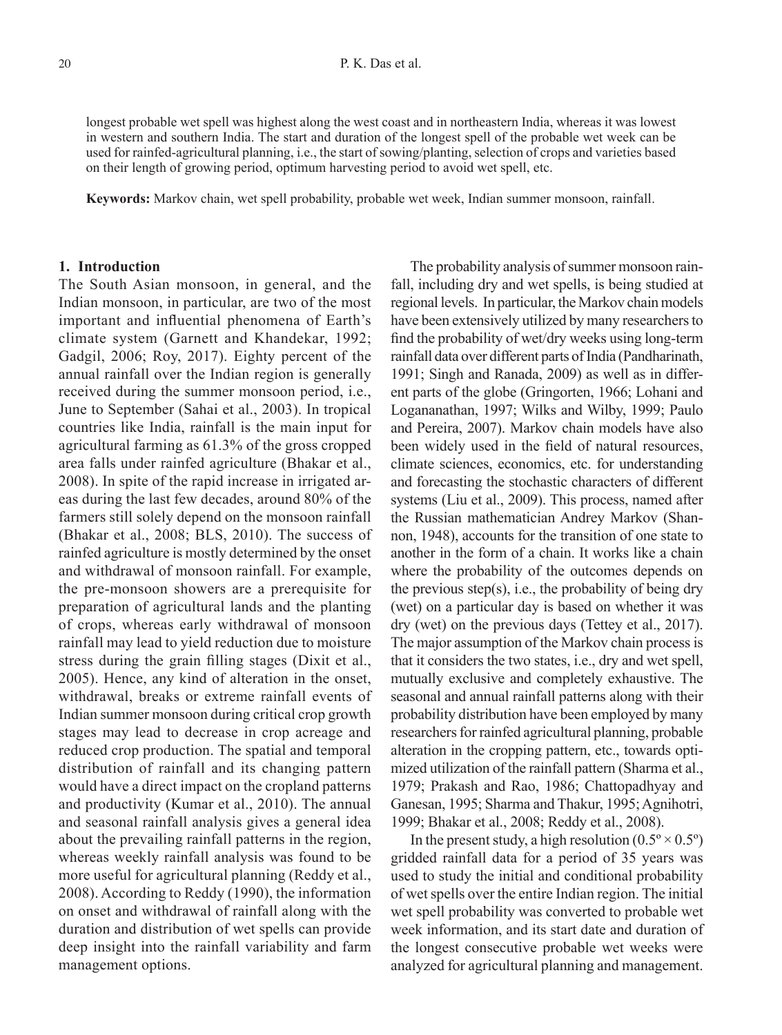longest probable wet spell was highest along the west coast and in northeastern India, whereas it was lowest in western and southern India. The start and duration of the longest spell of the probable wet week can be used for rainfed-agricultural planning, i.e., the start of sowing/planting, selection of crops and varieties based on their length of growing period, optimum harvesting period to avoid wet spell, etc.

**Keywords:** Markov chain, wet spell probability, probable wet week, Indian summer monsoon, rainfall.

## 1. Introduction

The South Asian monsoon, in general, and the Indian monsoon, in particular, are two of the most important and influential phenomena of Earth's climate system (Garnett and Khandekar, 1992; Gadgil, 2006; Roy, 2017). Eighty percent of the annual rainfall over the Indian region is generally received during the summer monsoon period, i.e., June to September (Sahai et al., 2003). In tropical countries like India, rainfall is the main input for agricultural farming as 61.3% of the gross cropped area falls under rainfed agriculture (Bhakar et al., 2008). In spite of the rapid increase in irrigated areas during the last few decades, around 80% of the farmers still solely depend on the monsoon rainfall (Bhakar et al., 2008; BLS, 2010). The success of rainfed agriculture is mostly determined by the onset and withdrawal of monsoon rainfall. For example, the pre-monsoon showers are a prerequisite for preparation of agricultural lands and the planting of crops, whereas early withdrawal of monsoon rainfall may lead to yield reduction due to moisture stress during the grain filling stages (Dixit et al., 2005). Hence, any kind of alteration in the onset, withdrawal, breaks or extreme rainfall events of Indian summer monsoon during critical crop growth stages may lead to decrease in crop acreage and reduced crop production. The spatial and temporal distribution of rainfall and its changing pattern would have a direct impact on the cropland patterns and productivity (Kumar et al., 2010). The annual and seasonal rainfall analysis gives a general idea about the prevailing rainfall patterns in the region, whereas weekly rainfall analysis was found to be more useful for agricultural planning (Reddy et al., 2008). According to Reddy (1990), the information on onset and withdrawal of rainfall along with the duration and distribution of wet spells can provide deep insight into the rainfall variability and farm management options.

The probability analysis of summer monsoon rainfall, including dry and wet spells, is being studied at regional levels. In particular, the Markov chain models have been extensively utilized by many researchers to find the probability of wet/dry weeks using long-term rainfall data over different parts of India (Pandharinath, 1991; Singh and Ranada, 2009) as well as in different parts of the globe (Gringorten, 1966; Lohani and Loganathan, 1997; Wilks and Wilby, 1999; Paulo and Pereira, 2007). Markov chain models have also been widely used in the field of natural resources, climate sciences, economics, etc. for understanding and forecasting the stochastic characters of different systems (Liu et al., 2009). This process, named after the Russian mathematician Andrey Markov (Shannon, 1948), accounts for the transition of one state to another in the form of a chain. It works like a chain where the probability of the outcomes depends on the previous step(s), i.e., the probability of being dry (wet) on a particular day is based on whether it was dry (wet) on the previous days (Tettey et al., 2017). The major assumption of the Markov chain process is that it considers the two states, i.e., dry and wet spell, mutually exclusive and completely exhaustive. The seasonal and annual rainfall patterns along with their probability distribution have been employed by many researchers for rainfed agricultural planning, probable alteration in the cropping pattern, etc., towards optimized utilization of the rainfall pattern (Sharma et al., 1979; Prakash and Rao, 1986; Chattopadhyay and Ganesan, 1995; Sharma and Thakur, 1995; Agnihotri, 1999; Bhakar et al., 2008; Reddy et al., 2008).

In the present study, a high resolution ($0.5^{\circ} \times 0.5^{\circ}$) gridded rainfall data for a period of 35 years was used to study the initial and conditional probability of wet spells over the entire Indian region. The initial wet spell probability was converted to probable wet week information, and its start date and duration of the longest consecutive probable wet weeks were analyzed for agricultural planning and management.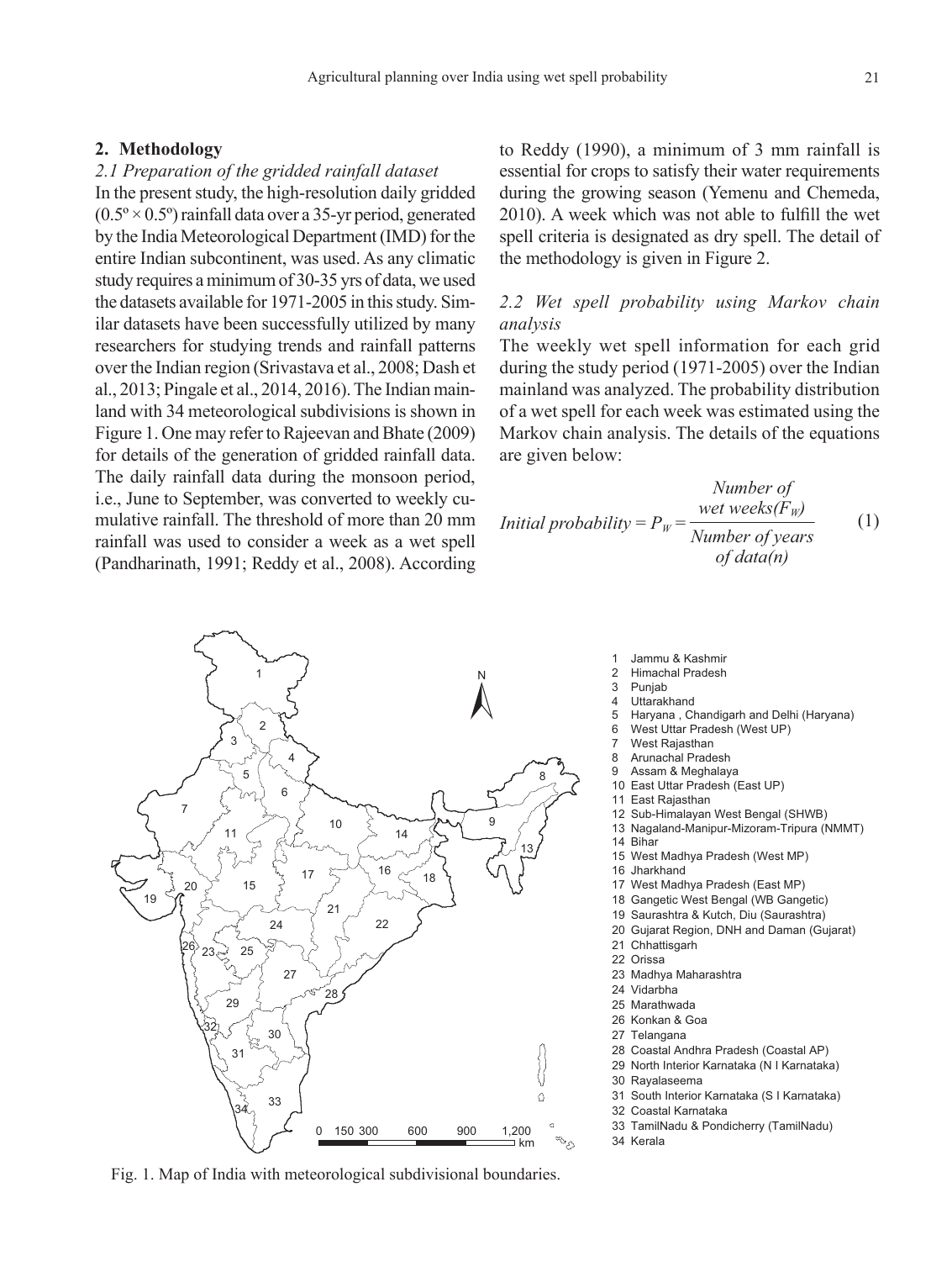## 2. Methodology

### *2.1 Preparation of the gridded rainfall dataset*

In the present study, the high-resolution daily gridded (0.5º × 0.5º) rainfall data over a 35-yr period, generated by the India Meteorological Department (IMD) for the entire Indian subcontinent, was used. As any climatic study requires a minimum of 30-35 yrs of data, we used the datasets available for 1971-2005 in this study. Similar datasets have been successfully utilized by many researchers for studying trends and rainfall patterns over the Indian region (Srivastava et al., 2008; Dash et al., 2013; Pingale et al., 2014, 2016). The Indian mainland with 34 meteorological subdivisions is shown in Figure 1. One may refer to Rajeevan and Bhate (2009) for details of the generation of gridded rainfall data. The daily rainfall data during the monsoon period, i.e., June to September, was converted to weekly cumulative rainfall. The threshold of more than 20 mm rainfall was used to consider a week as a wet spell (Pandharinath, 1991; Reddy et al., 2008). According to Reddy (1990), a minimum of 3 mm rainfall is essential for crops to satisfy their water requirements during the growing season (Yemenu and Chemeda, 2010). A week which was not able to fulfill the wet spell criteria is designated as dry spell. The detail of the methodology is given in Figure 2.

### *2.2 Wet spell probability using Markov chain analysis*

The weekly wet spell information for each grid during the study period (1971-2005) over the Indian mainland was analyzed. The probability distribution of a wet spell for each week was estimated using the Markov chain analysis. The details of the equations are given below:

$$\textit{Initial probability} = P_W = \frac{\textit{Number of wet weeks}(F_W)}{\textit{Number of years of data}(n)} \tag{1}$$

1 Jammu & Kashmir
2 Himachal Pradesh
3 Punjab
4 Uttarakhand
5 Haryana , Chandigarh and Delhi (Haryana)
6 West Uttar Pradesh (West UP)
7 West Rajasthan
8 Arunachal Pradesh
9 Assam & Meghalaya
10 East Uttar Pradesh (East UP)
11 East Rajasthan
12 Sub-Himalayan West Bengal (SHWB)
13 Nagaland-Manipur-Mizoram-Tripura (NMMT)
14 Bihar
15 West Madhya Pradesh (West MP)
16 Jharkhand
17 West Madhya Pradesh (East MP)
18 Gangetic West Bengal (WB Gangetic)
19 Saurashtra & Kutch, Diu (Saurashtra)
20 Gujarat Region, DNH and Daman (Gujarat)
21 Chhattisgarh
22 Orissa
23 Madhya Maharashtra
24 Vidarbha
25 Marathwada
26 Konkan & Goa
27 Telangana
28 Coastal Andhra Pradesh (Coastal AP)
29 North Interior Karnataka (N I Karnataka)
30 Rayalaseema
31 South Interior Karnataka (S I Karnataka)
32 Coastal Karnataka
33 TamilNadu & Pondicherry (TamilNadu)
34 Kerala

Fig. 1. Map of India with meteorological subdivisional boundaries.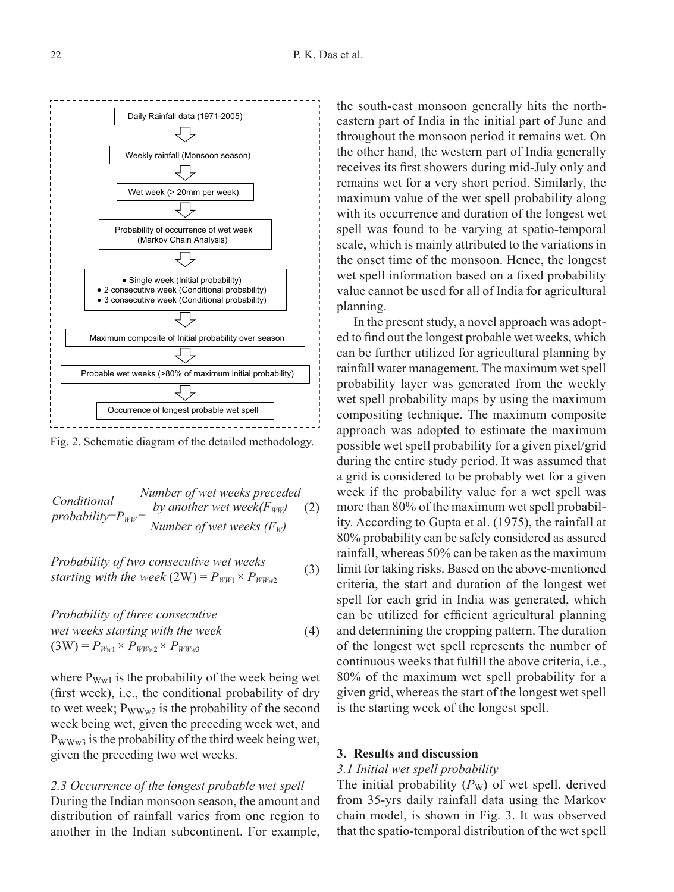Daily Rainfall data (1971-2005)

↓

Weekly rainfall (Monsoon season)

↓

Wet week (> 20mm per week)

↓

Probability of occurrence of wet week (Markov Chain Analysis)

↓

- Single week (Initial probability)
- 2 consecutive week (Conditional probability)
- 3 consecutive week (Conditional probability)

↓

Maximum composite of Initial probability over season

↓

Probable wet weeks (>80% of maximum initial probability)

↓

Occurrence of longest probable wet spell

Fig. 2. Schematic diagram of the detailed methodology.

$$\textit{Conditional probability} = P_{WW} = \frac{\textit{Number of wet weeks preceded by another wet week} (F_{WW})}{\textit{Number of wet weeks} (F_W)} \quad (2)$$

$$\textit{Probability of two consecutive wet weeks starting with the week } (2W) = P_{WW1} \times P_{WWw2} \quad (3)$$

$$\textit{Probability of three consecutive wet weeks starting with the week } (3W) = P_{Ww1} \times P_{WWw2} \times P_{WWw3} \quad (4)$$

where $P_{Ww1}$ is the probability of the week being wet (first week), i.e., the conditional probability of dry to wet week; $P_{WWw2}$ is the probability of the second week being wet, given the preceding week wet, and $P_{WWw3}$ is the probability of the third week being wet, given the preceding two wet weeks.

### 2.3 Occurrence of the longest probable wet spell

During the Indian monsoon season, the amount and distribution of rainfall varies from one region to another in the Indian subcontinent. For example, the south-east monsoon generally hits the north-eastern part of India in the initial part of June and throughout the monsoon period it remains wet. On the other hand, the western part of India generally receives its first showers during mid-July only and remains wet for a very short period. Similarly, the maximum value of the wet spell probability along with its occurrence and duration of the longest wet spell was found to be varying at spatio-temporal scale, which is mainly attributed to the variations in the onset time of the monsoon. Hence, the longest wet spell information based on a fixed probability value cannot be used for all of India for agricultural planning.

In the present study, a novel approach was adopted to find out the longest probable wet weeks, which can be further utilized for agricultural planning by rainfall water management. The maximum wet spell probability layer was generated from the weekly wet spell probability maps by using the maximum compositing technique. The maximum composite approach was adopted to estimate the maximum possible wet spell probability for a given pixel/grid during the entire study period. It was assumed that a grid is considered to be probably wet for a given week if the probability value for a wet spell was more than 80% of the maximum wet spell probability. According to Gupta et al. (1975), the rainfall at 80% probability can be safely considered as assured rainfall, whereas 50% can be taken as the maximum limit for taking risks. Based on the above-mentioned criteria, the start and duration of the longest wet spell for each grid in India was generated, which can be utilized for efficient agricultural planning and determining the cropping pattern. The duration of the longest wet spell represents the number of continuous weeks that fulfill the above criteria, i.e., 80% of the maximum wet spell probability for a given grid, whereas the start of the longest wet spell is the starting week of the longest spell.

## 3. Results and discussion

### 3.1 Initial wet spell probability

The initial probability ($P_W$) of wet spell, derived from 35-yrs daily rainfall data using the Markov chain model, is shown in Fig. 3. It was observed that the spatio-temporal distribution of the wet spell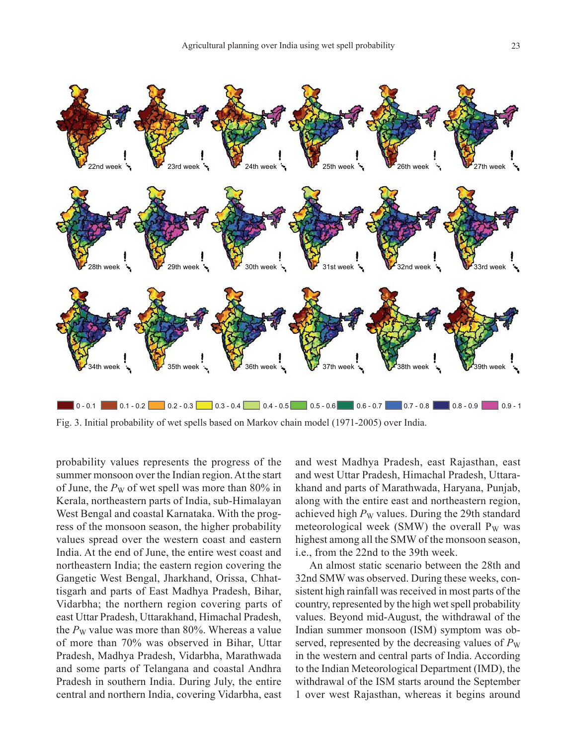Fig. 3. Initial probability of wet spells based on Markov chain model (1971-2005) over India.

probability values represents the progress of the summer monsoon over the Indian region. At the start of June, the $P_W$ of wet spell was more than 80% in Kerala, northeastern parts of India, sub-Himalayan West Bengal and coastal Karnataka. With the progress of the monsoon season, the higher probability values spread over the western coast and eastern India. At the end of June, the entire west coast and northeastern India; the eastern region covering the Gangetic West Bengal, Jharkhand, Orissa, Chhattisgarh and parts of East Madhya Pradesh, Bihar, Vidarbha; the northern region covering parts of east Uttar Pradesh, Uttarakhand, Himachal Pradesh, the $P_W$ value was more than 80%. Whereas a value of more than 70% was observed in Bihar, Uttar Pradesh, Madhya Pradesh, Vidarbha, Marathwada and some parts of Telangana and coastal Andhra Pradesh in southern India. During July, the entire central and northern India, covering Vidarbha, east and west Madhya Pradesh, east Rajasthan, east and west Uttar Pradesh, Himachal Pradesh, Uttarakhand and parts of Marathwada, Haryana, Punjab, along with the entire east and northeastern region, achieved high $P_W$ values. During the 29th standard meteorological week (SMW) the overall $P_W$ was highest among all the SMW of the monsoon season, i.e., from the 22nd to the 39th week.

An almost static scenario between the 28th and 32nd SMW was observed. During these weeks, consistent high rainfall was received in most parts of the country, represented by the high wet spell probability values. Beyond mid-August, the withdrawal of the Indian summer monsoon (ISM) symptom was observed, represented by the decreasing values of $P_W$ in the western and central parts of India. According to the Indian Meteorological Department (IMD), the withdrawal of the ISM starts around the September 1 over west Rajasthan, whereas it begins around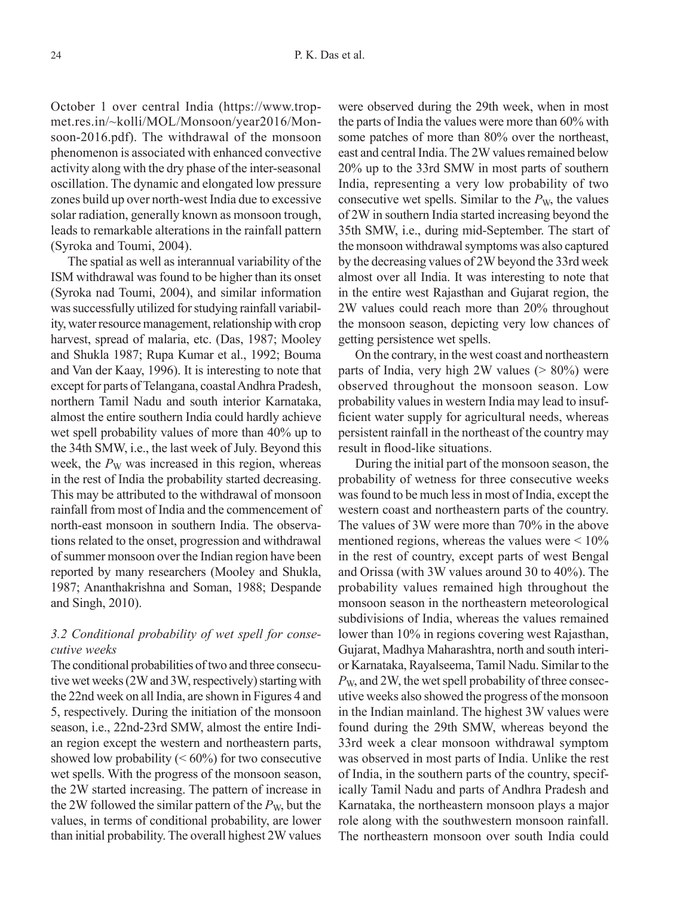October 1 over central India (https://www.tropmet.res.in/~kolli/MOL/Monsoon/year2016/Monsoon-2016.pdf). The withdrawal of the monsoon phenomenon is associated with enhanced convective activity along with the dry phase of the inter-seasonal oscillation. The dynamic and elongated low pressure zones build up over north-west India due to excessive solar radiation, generally known as monsoon trough, leads to remarkable alterations in the rainfall pattern (Syroka and Toumi, 2004).

The spatial as well as interannual variability of the ISM withdrawal was found to be higher than its onset (Syroka nad Toumi, 2004), and similar information was successfully utilized for studying rainfall variability, water resource management, relationship with crop harvest, spread of malaria, etc. (Das, 1987; Mooley and Shukla 1987; Rupa Kumar et al., 1992; Bouma and Van der Kaay, 1996). It is interesting to note that except for parts of Telangana, coastal Andhra Pradesh, northern Tamil Nadu and south interior Karnataka, almost the entire southern India could hardly achieve wet spell probability values of more than 40% up to the 34th SMW, i.e., the last week of July. Beyond this week, the $P_W$ was increased in this region, whereas in the rest of India the probability started decreasing. This may be attributed to the withdrawal of monsoon rainfall from most of India and the commencement of north-east monsoon in southern India. The observations related to the onset, progression and withdrawal of summer monsoon over the Indian region have been reported by many researchers (Mooley and Shukla, 1987; Ananthakrishna and Soman, 1988; Despande and Singh, 2010).

### 3.2 Conditional probability of wet spell for consecutive weeks

The conditional probabilities of two and three consecutive wet weeks (2W and 3W, respectively) starting with the 22nd week on all India, are shown in Figures 4 and 5, respectively. During the initiation of the monsoon season, i.e., 22nd-23rd SMW, almost the entire Indian region except the western and northeastern parts, showed low probability (< 60%) for two consecutive wet spells. With the progress of the monsoon season, the 2W started increasing. The pattern of increase in the 2W followed the similar pattern of the $P_W$, but the values, in terms of conditional probability, are lower than initial probability. The overall highest 2W values were observed during the 29th week, when in most the parts of India the values were more than 60% with some patches of more than 80% over the northeast, east and central India. The 2W values remained below 20% up to the 33rd SMW in most parts of southern India, representing a very low probability of two consecutive wet spells. Similar to the $P_W$, the values of 2W in southern India started increasing beyond the 35th SMW, i.e., during mid-September. The start of the monsoon withdrawal symptoms was also captured by the decreasing values of 2W beyond the 33rd week almost over all India. It was interesting to note that in the entire west Rajasthan and Gujarat region, the 2W values could reach more than 20% throughout the monsoon season, depicting very low chances of getting persistence wet spells.

On the contrary, in the west coast and northeastern parts of India, very high 2W values (> 80%) were observed throughout the monsoon season. Low probability values in western India may lead to insufficient water supply for agricultural needs, whereas persistent rainfall in the northeast of the country may result in flood-like situations.

During the initial part of the monsoon season, the probability of wetness for three consecutive weeks was found to be much less in most of India, except the western coast and northeastern parts of the country. The values of 3W were more than 70% in the above mentioned regions, whereas the values were < 10% in the rest of country, except parts of west Bengal and Orissa (with 3W values around 30 to 40%). The probability values remained high throughout the monsoon season in the northeastern meteorological subdivisions of India, whereas the values remained lower than 10% in regions covering west Rajasthan, Gujarat, Madhya Maharashtra, north and south interior Karnataka, Rayalseema, Tamil Nadu. Similar to the $P_W$, and 2W, the wet spell probability of three consecutive weeks also showed the progress of the monsoon in the Indian mainland. The highest 3W values were found during the 29th SMW, whereas beyond the 33rd week a clear monsoon withdrawal symptom was observed in most parts of India. Unlike the rest of India, in the southern parts of the country, specifically Tamil Nadu and parts of Andhra Pradesh and Karnataka, the northeastern monsoon plays a major role along with the southwestern monsoon rainfall. The northeastern monsoon over south India could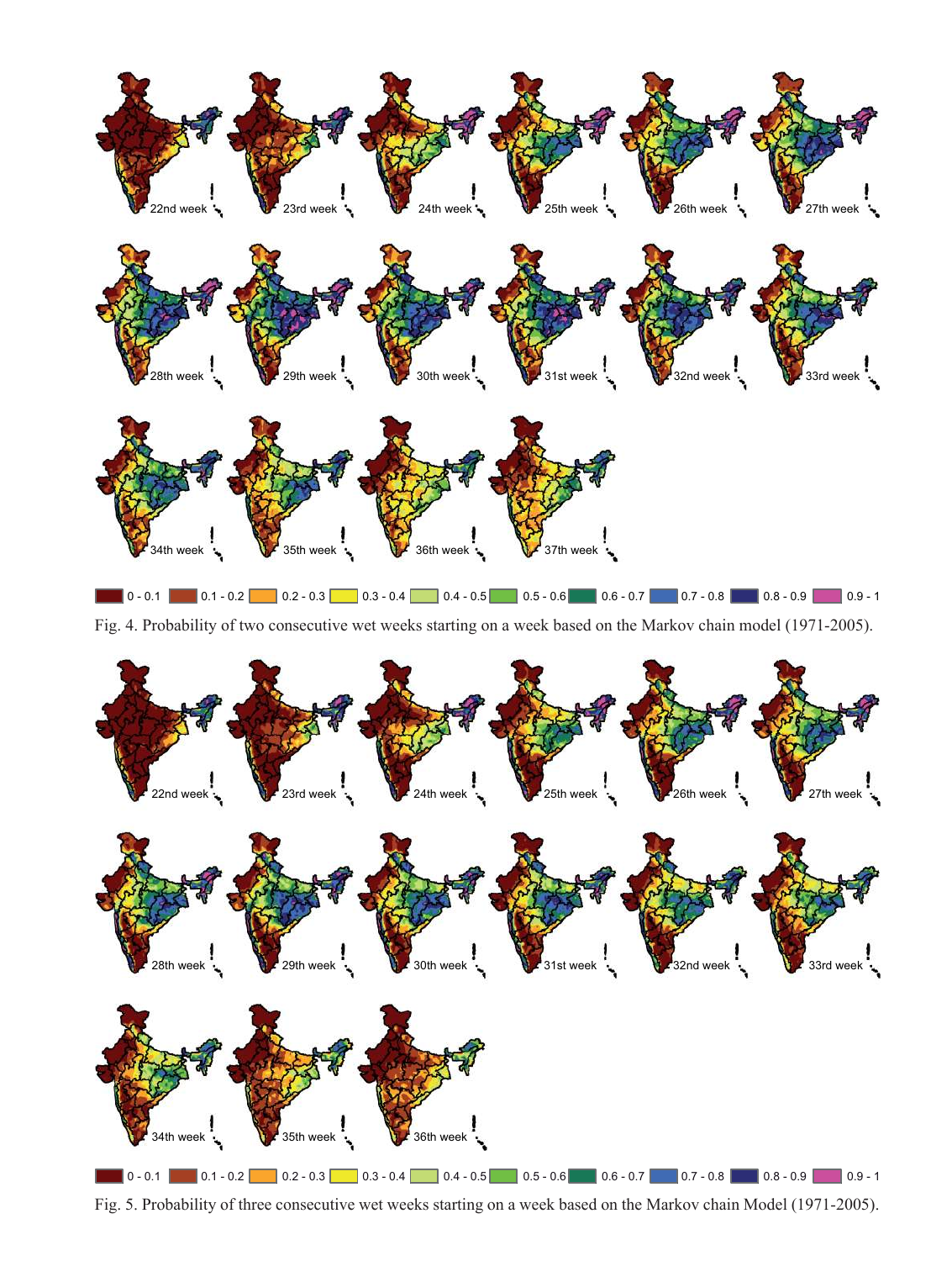Fig. 4. Probability of two consecutive wet weeks starting on a week based on the Markov chain model (1971-2005).

Fig. 5. Probability of three consecutive wet weeks starting on a week based on the Markov chain Model (1971-2005).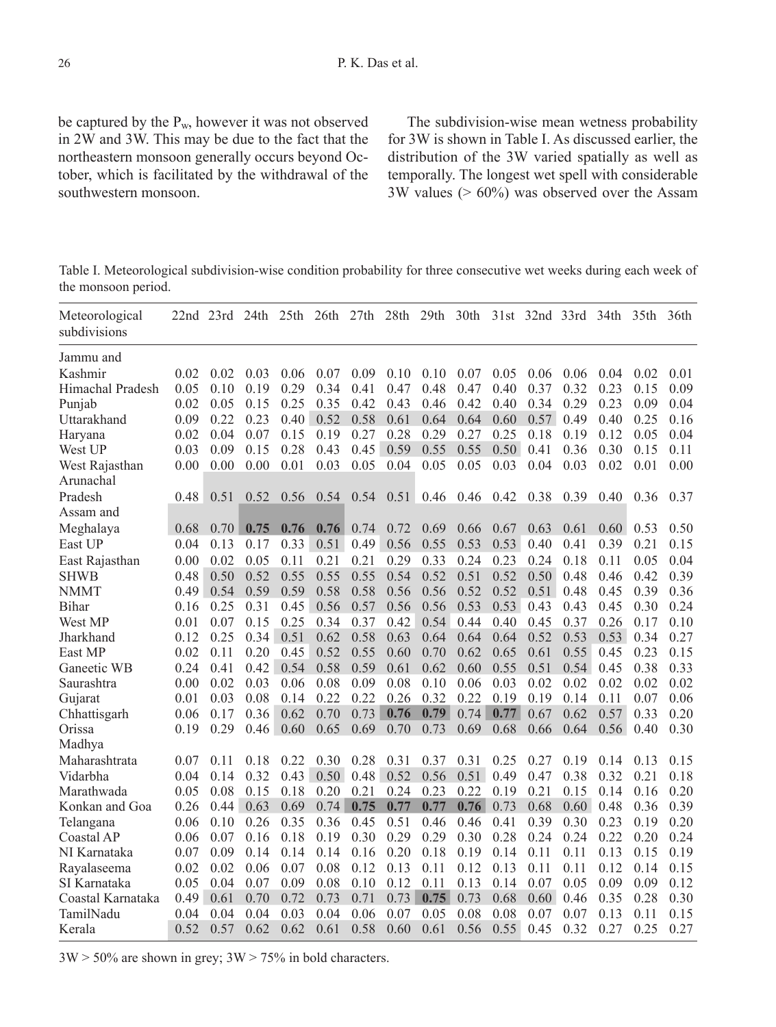be captured by the $P_w$, however it was not observed in 2W and 3W. This may be due to the fact that the northeastern monsoon generally occurs beyond October, which is facilitated by the withdrawal of the southwestern monsoon.

The subdivision-wise mean wetness probability for 3W is shown in Table I. As discussed earlier, the distribution of the 3W varied spatially as well as temporally. The longest wet spell with considerable 3W values (> 60%) was observed over the Assam

Table I. Meteorological subdivision-wise condition probability for three consecutive wet weeks during each week of the monsoon period.

| Meteorological subdivisions | 22nd | 23rd | 24th | 25th | 26th | 27th | 28th | 29th | 30th | 31st | 32nd | 33rd | 34th | 35th | 36th |
|---|---|---|---|---|---|---|---|---|---|---|---|---|---|---|---|
| Jammu and Kashmir | 0.02 | 0.02 | 0.03 | 0.06 | 0.07 | 0.09 | 0.10 | 0.10 | 0.07 | 0.05 | 0.06 | 0.06 | 0.04 | 0.02 | 0.01 |
| Himachal Pradesh | 0.05 | 0.10 | 0.19 | 0.29 | 0.34 | 0.41 | 0.47 | 0.48 | 0.47 | 0.40 | 0.37 | 0.32 | 0.23 | 0.15 | 0.09 |
| Punjab | 0.02 | 0.05 | 0.15 | 0.25 | 0.35 | 0.42 | 0.43 | 0.46 | 0.42 | 0.40 | 0.34 | 0.29 | 0.23 | 0.09 | 0.04 |
| Uttarakhand | 0.09 | 0.22 | 0.23 | 0.40 | 0.52 | 0.58 | 0.61 | 0.64 | 0.64 | 0.60 | 0.57 | 0.49 | 0.40 | 0.25 | 0.16 |
| Haryana | 0.02 | 0.04 | 0.07 | 0.15 | 0.19 | 0.27 | 0.28 | 0.29 | 0.27 | 0.25 | 0.18 | 0.19 | 0.12 | 0.05 | 0.04 |
| West UP | 0.03 | 0.09 | 0.15 | 0.28 | 0.43 | 0.45 | 0.59 | 0.55 | 0.55 | 0.50 | 0.41 | 0.36 | 0.30 | 0.15 | 0.11 |
| West Rajasthan | 0.00 | 0.00 | 0.00 | 0.01 | 0.03 | 0.05 | 0.04 | 0.05 | 0.05 | 0.03 | 0.04 | 0.03 | 0.02 | 0.01 | 0.00 |
| Arunachal Pradesh | 0.48 | 0.51 | 0.52 | 0.56 | 0.54 | 0.54 | 0.51 | 0.46 | 0.46 | 0.42 | 0.38 | 0.39 | 0.40 | 0.36 | 0.37 |
| Assam and Meghalaya | 0.68 | 0.70 | **0.75** | **0.76** | **0.76** | 0.74 | 0.72 | 0.69 | 0.66 | 0.67 | 0.63 | 0.61 | 0.60 | 0.53 | 0.50 |
| East UP | 0.04 | 0.13 | 0.17 | 0.33 | 0.51 | 0.49 | 0.56 | 0.55 | 0.53 | 0.53 | 0.40 | 0.41 | 0.39 | 0.21 | 0.15 |
| East Rajasthan | 0.00 | 0.02 | 0.05 | 0.11 | 0.21 | 0.21 | 0.29 | 0.33 | 0.24 | 0.23 | 0.24 | 0.18 | 0.11 | 0.05 | 0.04 |
| SHWB | 0.48 | 0.50 | 0.52 | 0.55 | 0.55 | 0.55 | 0.54 | 0.52 | 0.51 | 0.52 | 0.50 | 0.48 | 0.46 | 0.42 | 0.39 |
| NMMT | 0.49 | 0.54 | 0.59 | 0.59 | 0.58 | 0.58 | 0.56 | 0.56 | 0.52 | 0.52 | 0.51 | 0.48 | 0.45 | 0.39 | 0.36 |
| Bihar | 0.16 | 0.25 | 0.31 | 0.45 | 0.56 | 0.57 | 0.56 | 0.56 | 0.53 | 0.53 | 0.43 | 0.43 | 0.45 | 0.30 | 0.24 |
| West MP | 0.01 | 0.07 | 0.15 | 0.25 | 0.34 | 0.37 | 0.42 | 0.54 | 0.44 | 0.40 | 0.45 | 0.37 | 0.26 | 0.17 | 0.10 |
| Jharkhand | 0.12 | 0.25 | 0.34 | 0.51 | 0.62 | 0.58 | 0.63 | 0.64 | 0.64 | 0.64 | 0.52 | 0.53 | 0.53 | 0.34 | 0.27 |
| East MP | 0.02 | 0.11 | 0.20 | 0.45 | 0.52 | 0.55 | 0.60 | 0.70 | 0.62 | 0.65 | 0.61 | 0.55 | 0.45 | 0.23 | 0.15 |
| Ganeetic WB | 0.24 | 0.41 | 0.42 | 0.54 | 0.58 | 0.59 | 0.61 | 0.62 | 0.60 | 0.55 | 0.51 | 0.54 | 0.45 | 0.38 | 0.33 |
| Saurashtra | 0.00 | 0.02 | 0.03 | 0.06 | 0.08 | 0.09 | 0.08 | 0.10 | 0.06 | 0.03 | 0.02 | 0.02 | 0.02 | 0.02 | 0.02 |
| Gujarat | 0.01 | 0.03 | 0.08 | 0.14 | 0.22 | 0.22 | 0.26 | 0.32 | 0.22 | 0.19 | 0.19 | 0.14 | 0.11 | 0.07 | 0.06 |
| Chhattisgarh | 0.06 | 0.17 | 0.36 | 0.62 | 0.70 | 0.73 | **0.76** | **0.79** | 0.74 | **0.77** | 0.67 | 0.62 | 0.57 | 0.33 | 0.20 |
| Orissa | 0.19 | 0.29 | 0.46 | 0.60 | 0.65 | 0.69 | 0.70 | 0.73 | 0.69 | 0.68 | 0.66 | 0.64 | 0.56 | 0.40 | 0.30 |
| Madhya Maharashtrata | 0.07 | 0.11 | 0.18 | 0.22 | 0.30 | 0.28 | 0.31 | 0.37 | 0.31 | 0.25 | 0.27 | 0.19 | 0.14 | 0.13 | 0.15 |
| Vidarbha | 0.04 | 0.14 | 0.32 | 0.43 | 0.50 | 0.48 | 0.52 | 0.56 | 0.51 | 0.49 | 0.47 | 0.38 | 0.32 | 0.21 | 0.18 |
| Marathwada | 0.05 | 0.08 | 0.15 | 0.18 | 0.20 | 0.21 | 0.24 | 0.23 | 0.22 | 0.19 | 0.21 | 0.15 | 0.14 | 0.16 | 0.20 |
| Konkan and Goa | 0.26 | 0.44 | 0.63 | 0.69 | 0.74 | **0.75** | **0.77** | **0.77** | **0.76** | 0.73 | 0.68 | 0.60 | 0.48 | 0.36 | 0.39 |
| Telangana | 0.06 | 0.10 | 0.26 | 0.35 | 0.36 | 0.45 | 0.51 | 0.46 | 0.46 | 0.41 | 0.39 | 0.30 | 0.23 | 0.19 | 0.20 |
| Coastal AP | 0.06 | 0.07 | 0.16 | 0.18 | 0.19 | 0.30 | 0.29 | 0.29 | 0.30 | 0.28 | 0.24 | 0.24 | 0.22 | 0.20 | 0.24 |
| NI Karnataka | 0.07 | 0.09 | 0.14 | 0.14 | 0.14 | 0.16 | 0.20 | 0.18 | 0.19 | 0.14 | 0.11 | 0.11 | 0.13 | 0.15 | 0.19 |
| Rayalaseema | 0.02 | 0.02 | 0.06 | 0.07 | 0.08 | 0.12 | 0.13 | 0.11 | 0.12 | 0.13 | 0.11 | 0.11 | 0.12 | 0.14 | 0.15 |
| SI Karnataka | 0.05 | 0.04 | 0.07 | 0.09 | 0.08 | 0.10 | 0.12 | 0.11 | 0.13 | 0.14 | 0.07 | 0.05 | 0.09 | 0.09 | 0.12 |
| Coastal Karnataka | 0.49 | 0.61 | 0.70 | 0.72 | 0.73 | 0.71 | 0.73 | **0.75** | 0.73 | 0.68 | 0.60 | 0.46 | 0.35 | 0.28 | 0.30 |
| TamilNadu | 0.04 | 0.04 | 0.04 | 0.03 | 0.04 | 0.06 | 0.07 | 0.05 | 0.08 | 0.08 | 0.07 | 0.07 | 0.13 | 0.11 | 0.15 |
| Kerala | 0.52 | 0.57 | 0.62 | 0.62 | 0.61 | 0.58 | 0.60 | 0.61 | 0.56 | 0.55 | 0.45 | 0.32 | 0.27 | 0.25 | 0.27 |

3W > 50% are shown in grey; 3W > 75% in bold characters.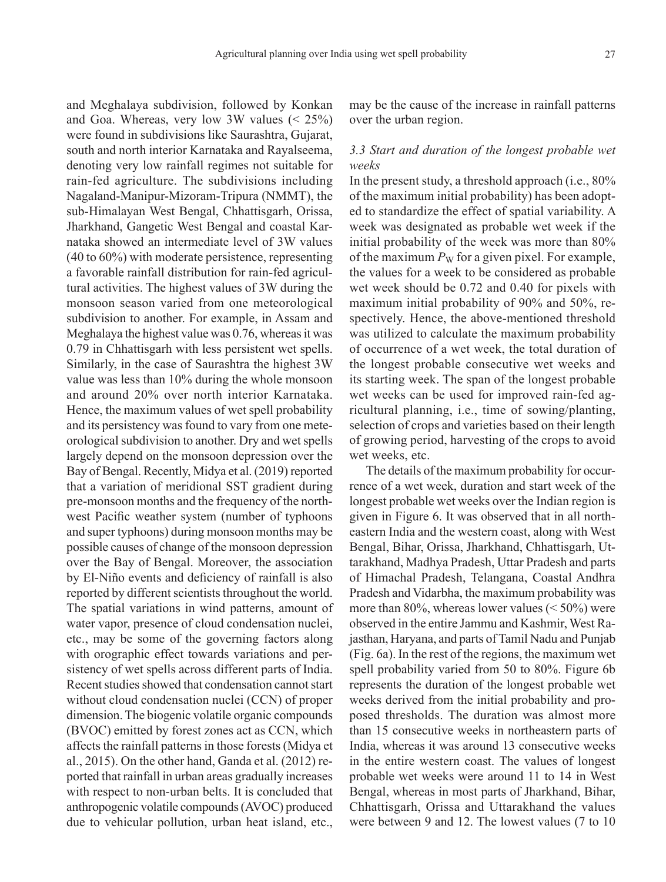and Meghalaya subdivision, followed by Konkan and Goa. Whereas, very low 3W values (< 25%) were found in subdivisions like Saurashtra, Gujarat, south and north interior Karnataka and Rayalseema, denoting very low rainfall regimes not suitable for rain-fed agriculture. The subdivisions including Nagaland-Manipur-Mizoram-Tripura (NMMT), the sub-Himalayan West Bengal, Chhattisgarh, Orissa, Jharkhand, Gangetic West Bengal and coastal Karnataka showed an intermediate level of 3W values (40 to 60%) with moderate persistence, representing a favorable rainfall distribution for rain-fed agricultural activities. The highest values of 3W during the monsoon season varied from one meteorological subdivision to another. For example, in Assam and Meghalaya the highest value was 0.76, whereas it was 0.79 in Chhattisgarh with less persistent wet spells. Similarly, in the case of Saurashtra the highest 3W value was less than 10% during the whole monsoon and around 20% over north interior Karnataka. Hence, the maximum values of wet spell probability and its persistency was found to vary from one meteorological subdivision to another. Dry and wet spells largely depend on the monsoon depression over the Bay of Bengal. Recently, Midya et al. (2019) reported that a variation of meridional SST gradient during pre-monsoon months and the frequency of the northwest Pacific weather system (number of typhoons and super typhoons) during monsoon months may be possible causes of change of the monsoon depression over the Bay of Bengal. Moreover, the association by El-Niño events and deficiency of rainfall is also reported by different scientists throughout the world. The spatial variations in wind patterns, amount of water vapor, presence of cloud condensation nuclei, etc., may be some of the governing factors along with orographic effect towards variations and persistency of wet spells across different parts of India. Recent studies showed that condensation cannot start without cloud condensation nuclei (CCN) of proper dimension. The biogenic volatile organic compounds (BVOC) emitted by forest zones act as CCN, which affects the rainfall patterns in those forests (Midya et al., 2015). On the other hand, Ganda et al. (2012) reported that rainfall in urban areas gradually increases with respect to non-urban belts. It is concluded that anthropogenic volatile compounds (AVOC) produced due to vehicular pollution, urban heat island, etc., may be the cause of the increase in rainfall patterns over the urban region.

### *3.3 Start and duration of the longest probable wet weeks*

In the present study, a threshold approach (i.e., 80% of the maximum initial probability) has been adopted to standardize the effect of spatial variability. A week was designated as probable wet week if the initial probability of the week was more than 80% of the maximum $P_W$ for a given pixel. For example, the values for a week to be considered as probable wet week should be 0.72 and 0.40 for pixels with maximum initial probability of 90% and 50%, respectively. Hence, the above-mentioned threshold was utilized to calculate the maximum probability of occurrence of a wet week, the total duration of the longest probable consecutive wet weeks and its starting week. The span of the longest probable wet weeks can be used for improved rain-fed agricultural planning, i.e., time of sowing/planting, selection of crops and varieties based on their length of growing period, harvesting of the crops to avoid wet weeks, etc.

The details of the maximum probability for occurrence of a wet week, duration and start week of the longest probable wet weeks over the Indian region is given in Figure 6. It was observed that in all northeastern India and the western coast, along with West Bengal, Bihar, Orissa, Jharkhand, Chhattisgarh, Uttarakhand, Madhya Pradesh, Uttar Pradesh and parts of Himachal Pradesh, Telangana, Coastal Andhra Pradesh and Vidarbha, the maximum probability was more than 80%, whereas lower values (< 50%) were observed in the entire Jammu and Kashmir, West Rajasthan, Haryana, and parts of Tamil Nadu and Punjab (Fig. 6a). In the rest of the regions, the maximum wet spell probability varied from 50 to 80%. Figure 6b represents the duration of the longest probable wet weeks derived from the initial probability and proposed thresholds. The duration was almost more than 15 consecutive weeks in northeastern parts of India, whereas it was around 13 consecutive weeks in the entire western coast. The values of longest probable wet weeks were around 11 to 14 in West Bengal, whereas in most parts of Jharkhand, Bihar, Chhattisgarh, Orissa and Uttarakhand the values were between 9 and 12. The lowest values (7 to 10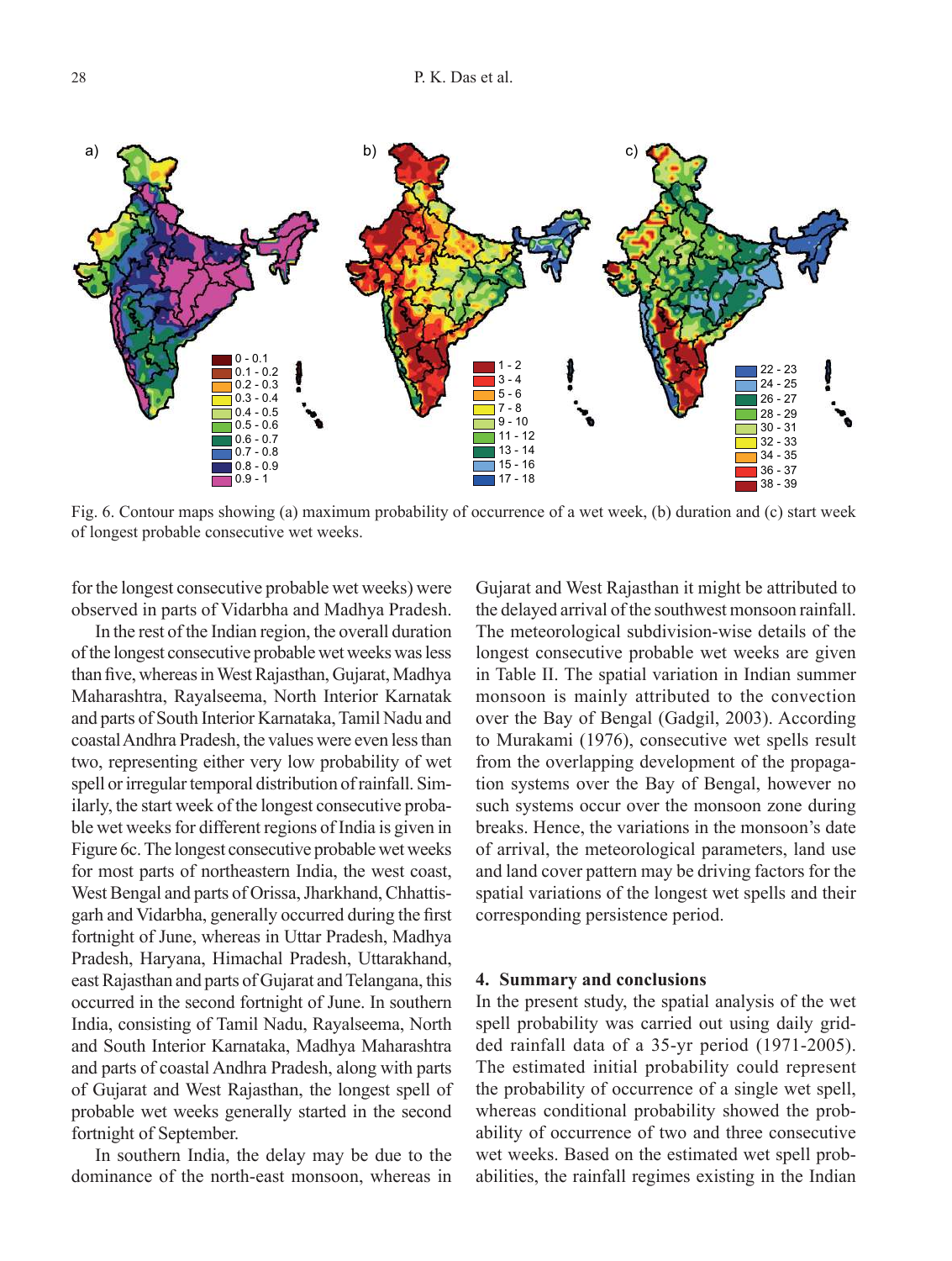Fig. 6. Contour maps showing (a) maximum probability of occurrence of a wet week, (b) duration and (c) start week of longest probable consecutive wet weeks.

for the longest consecutive probable wet weeks) were observed in parts of Vidarbha and Madhya Pradesh.

In the rest of the Indian region, the overall duration of the longest consecutive probable wet weeks was less than five, whereas in West Rajasthan, Gujarat, Madhya Maharashtra, Rayalseema, North Interior Karnatak and parts of South Interior Karnataka, Tamil Nadu and coastal Andhra Pradesh, the values were even less than two, representing either very low probability of wet spell or irregular temporal distribution of rainfall. Similarly, the start week of the longest consecutive probable wet weeks for different regions of India is given in Figure 6c. The longest consecutive probable wet weeks for most parts of northeastern India, the west coast, West Bengal and parts of Orissa, Jharkhand, Chhattisgarh and Vidarbha, generally occurred during the first fortnight of June, whereas in Uttar Pradesh, Madhya Pradesh, Haryana, Himachal Pradesh, Uttarakhand, east Rajasthan and parts of Gujarat and Telangana, this occurred in the second fortnight of June. In southern India, consisting of Tamil Nadu, Rayalseema, North and South Interior Karnataka, Madhya Maharashtra and parts of coastal Andhra Pradesh, along with parts of Gujarat and West Rajasthan, the longest spell of probable wet weeks generally started in the second fortnight of September.

In southern India, the delay may be due to the dominance of the north-east monsoon, whereas in Gujarat and West Rajasthan it might be attributed to the delayed arrival of the southwest monsoon rainfall. The meteorological subdivision-wise details of the longest consecutive probable wet weeks are given in Table II. The spatial variation in Indian summer monsoon is mainly attributed to the convection over the Bay of Bengal (Gadgil, 2003). According to Murakami (1976), consecutive wet spells result from the overlapping development of the propagation systems over the Bay of Bengal, however no such systems occur over the monsoon zone during breaks. Hence, the variations in the monsoon's date of arrival, the meteorological parameters, land use and land cover pattern may be driving factors for the spatial variations of the longest wet spells and their corresponding persistence period.

## 4. Summary and conclusions

In the present study, the spatial analysis of the wet spell probability was carried out using daily gridded rainfall data of a 35-yr period (1971-2005). The estimated initial probability could represent the probability of occurrence of a single wet spell, whereas conditional probability showed the probability of occurrence of two and three consecutive wet weeks. Based on the estimated wet spell probabilities, the rainfall regimes existing in the Indian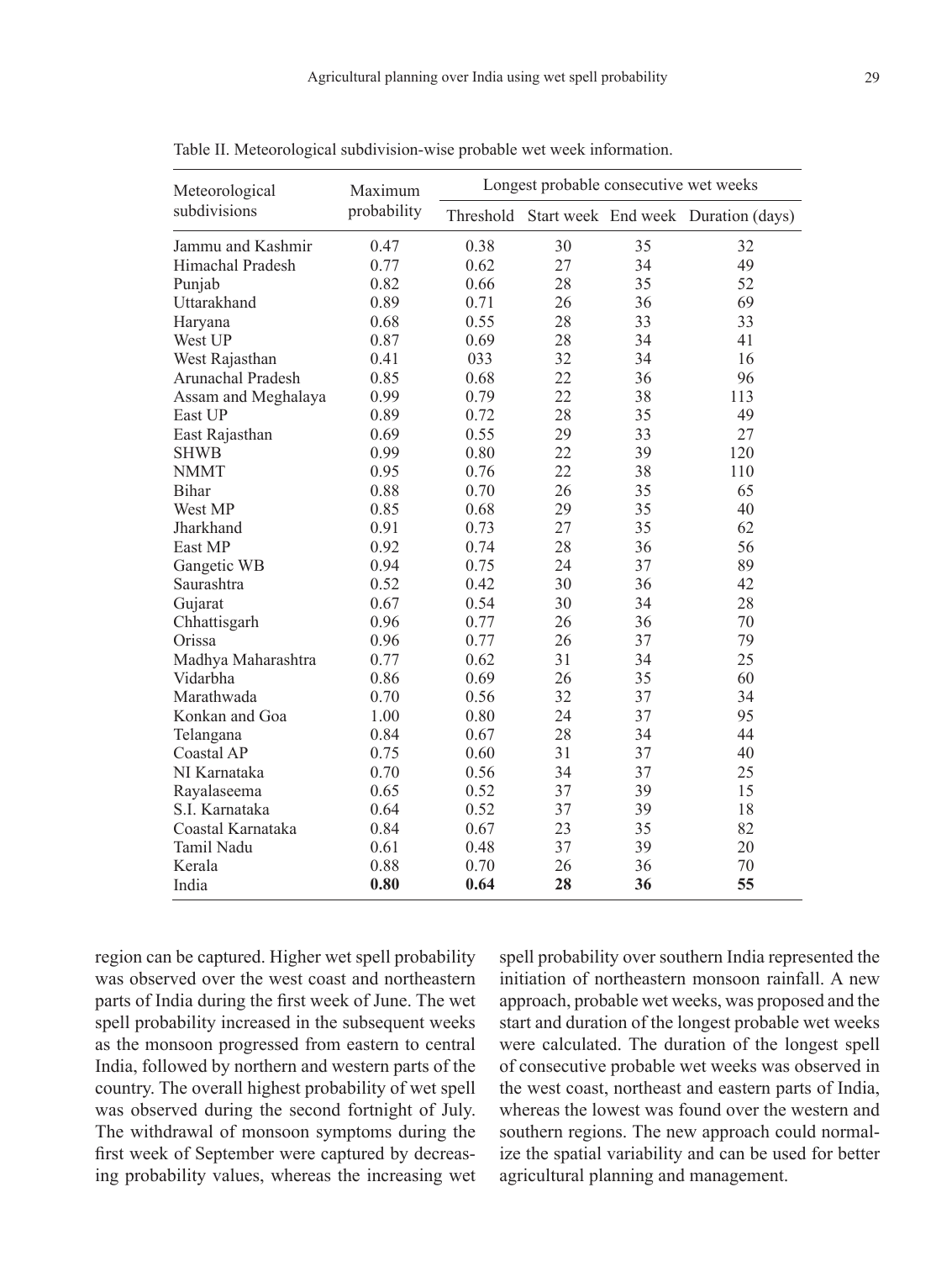Table II. Meteorological subdivision-wise probable wet week information.

| Meteorological subdivisions | Maximum probability | Longest probable consecutive wet weeks | | | |
|---|---|---|---|---|---|
| | | Threshold | Start week | End week | Duration (days) |
| Jammu and Kashmir | 0.47 | 0.38 | 30 | 35 | 32 |
| Himachal Pradesh | 0.77 | 0.62 | 27 | 34 | 49 |
| Punjab | 0.82 | 0.66 | 28 | 35 | 52 |
| Uttarakhand | 0.89 | 0.71 | 26 | 36 | 69 |
| Haryana | 0.68 | 0.55 | 28 | 33 | 33 |
| West UP | 0.87 | 0.69 | 28 | 34 | 41 |
| West Rajasthan | 0.41 | 033 | 32 | 34 | 16 |
| Arunachal Pradesh | 0.85 | 0.68 | 22 | 36 | 96 |
| Assam and Meghalaya | 0.99 | 0.79 | 22 | 38 | 113 |
| East UP | 0.89 | 0.72 | 28 | 35 | 49 |
| East Rajasthan | 0.69 | 0.55 | 29 | 33 | 27 |
| SHWB | 0.99 | 0.80 | 22 | 39 | 120 |
| NMMT | 0.95 | 0.76 | 22 | 38 | 110 |
| Bihar | 0.88 | 0.70 | 26 | 35 | 65 |
| West MP | 0.85 | 0.68 | 29 | 35 | 40 |
| Jharkhand | 0.91 | 0.73 | 27 | 35 | 62 |
| East MP | 0.92 | 0.74 | 28 | 36 | 56 |
| Gangetic WB | 0.94 | 0.75 | 24 | 37 | 89 |
| Saurashtra | 0.52 | 0.42 | 30 | 36 | 42 |
| Gujarat | 0.67 | 0.54 | 30 | 34 | 28 |
| Chhattisgarh | 0.96 | 0.77 | 26 | 36 | 70 |
| Orissa | 0.96 | 0.77 | 26 | 37 | 79 |
| Madhya Maharashtra | 0.77 | 0.62 | 31 | 34 | 25 |
| Vidarbha | 0.86 | 0.69 | 26 | 35 | 60 |
| Marathwada | 0.70 | 0.56 | 32 | 37 | 34 |
| Konkan and Goa | 1.00 | 0.80 | 24 | 37 | 95 |
| Telangana | 0.84 | 0.67 | 28 | 34 | 44 |
| Coastal AP | 0.75 | 0.60 | 31 | 37 | 40 |
| NI Karnataka | 0.70 | 0.56 | 34 | 37 | 25 |
| Rayalaseema | 0.65 | 0.52 | 37 | 39 | 15 |
| S.I. Karnataka | 0.64 | 0.52 | 37 | 39 | 18 |
| Coastal Karnataka | 0.84 | 0.67 | 23 | 35 | 82 |
| Tamil Nadu | 0.61 | 0.48 | 37 | 39 | 20 |
| Kerala | 0.88 | 0.70 | 26 | 36 | 70 |
| India | **0.80** | **0.64** | **28** | **36** | **55** |

region can be captured. Higher wet spell probability was observed over the west coast and northeastern parts of India during the first week of June. The wet spell probability increased in the subsequent weeks as the monsoon progressed from eastern to central India, followed by northern and western parts of the country. The overall highest probability of wet spell was observed during the second fortnight of July. The withdrawal of monsoon symptoms during the first week of September were captured by decreasing probability values, whereas the increasing wet spell probability over southern India represented the initiation of northeastern monsoon rainfall. A new approach, probable wet weeks, was proposed and the start and duration of the longest probable wet weeks were calculated. The duration of the longest spell of consecutive probable wet weeks was observed in the west coast, northeast and eastern parts of India, whereas the lowest was found over the western and southern regions. The new approach could normalize the spatial variability and can be used for better agricultural planning and management.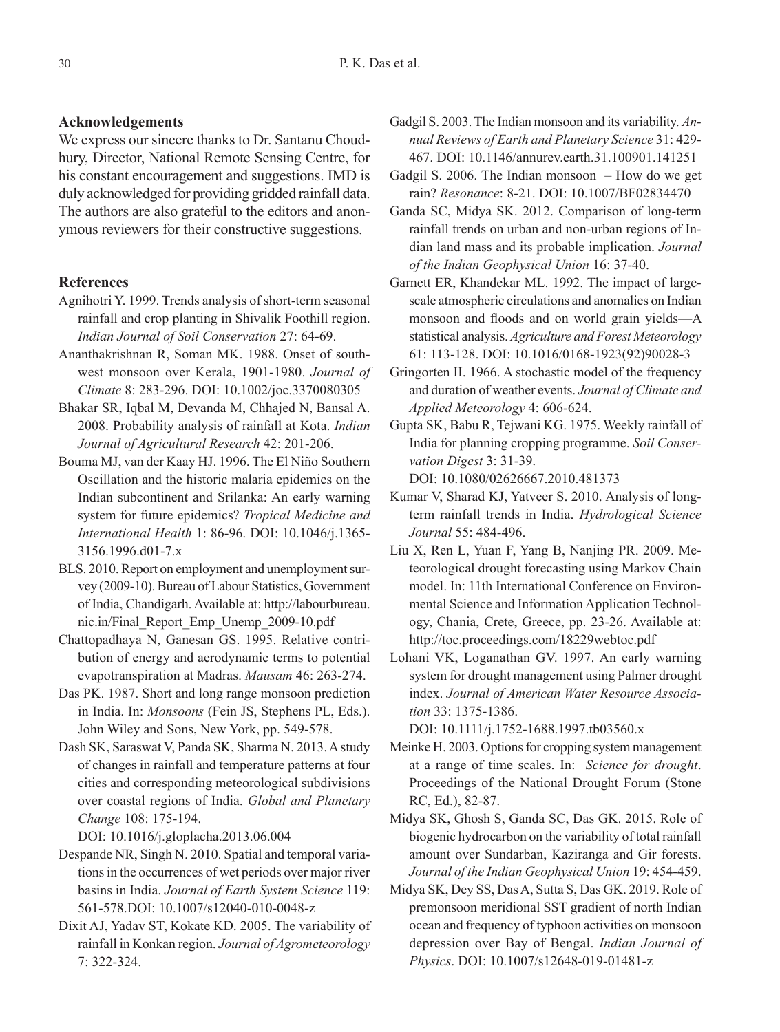## Acknowledgements

We express our sincere thanks to Dr. Santanu Choudhury, Director, National Remote Sensing Centre, for his constant encouragement and suggestions. IMD is duly acknowledged for providing gridded rainfall data. The authors are also grateful to the editors and anonymous reviewers for their constructive suggestions.

## References

Agnihotri Y. 1999. Trends analysis of short-term seasonal rainfall and crop planting in Shivalik Foothill region. *Indian Journal of Soil Conservation* 27: 64-69.

Ananthakrishnan R, Soman MK. 1988. Onset of southwest monsoon over Kerala, 1901-1980. *Journal of Climate* 8: 283-296. DOI: 10.1002/joc.3370080305

Bhakar SR, Iqbal M, Devanda M, Chhajed N, Bansal A. 2008. Probability analysis of rainfall at Kota. *Indian Journal of Agricultural Research* 42: 201-206.

Bouma MJ, van der Kaay HJ. 1996. The El Niño Southern Oscillation and the historic malaria epidemics on the Indian subcontinent and Srilanka: An early warning system for future epidemics? *Tropical Medicine and International Health* 1: 86-96. DOI: 10.1046/j.1365-3156.1996.d01-7.x

BLS. 2010. Report on employment and unemployment survey (2009-10). Bureau of Labour Statistics, Government of India, Chandigarh. Available at: http://labourbureau.nic.in/Final_Report_Emp_Unemp_2009-10.pdf

Chattopadhaya N, Ganesan GS. 1995. Relative contribution of energy and aerodynamic terms to potential evapotranspiration at Madras. *Mausam* 46: 263-274.

Das PK. 1987. Short and long range monsoon prediction in India. In: *Monsoons* (Fein JS, Stephens PL, Eds.). John Wiley and Sons, New York, pp. 549-578.

Dash SK, Saraswat V, Panda SK, Sharma N. 2013. A study of changes in rainfall and temperature patterns at four cities and corresponding meteorological subdivisions over coastal regions of India. *Global and Planetary Change* 108: 175-194. DOI: 10.1016/j.gloplacha.2013.06.004

Despande NR, Singh N. 2010. Spatial and temporal variations in the occurrences of wet periods over major river basins in India. *Journal of Earth System Science* 119: 561-578.DOI: 10.1007/s12040-010-0048-z

Dixit AJ, Yadav ST, Kokate KD. 2005. The variability of rainfall in Konkan region. *Journal of Agrometeorology* 7: 322-324.

Gadgil S. 2003. The Indian monsoon and its variability. *Annual Reviews of Earth and Planetary Science* 31: 429-467. DOI: 10.1146/annurev.earth.31.100901.141251

Gadgil S. 2006. The Indian monsoon – How do we get rain? *Resonance*: 8-21. DOI: 10.1007/BF02834470

Ganda SC, Midya SK. 2012. Comparison of long-term rainfall trends on urban and non-urban regions of Indian land mass and its probable implication. *Journal of the Indian Geophysical Union* 16: 37-40.

Garnett ER, Khandekar ML. 1992. The impact of large-scale atmospheric circulations and anomalies on Indian monsoon and floods and on world grain yields—A statistical analysis. *Agriculture and Forest Meteorology* 61: 113-128. DOI: 10.1016/0168-1923(92)90028-3

Gringorten II. 1966. A stochastic model of the frequency and duration of weather events. *Journal of Climate and Applied Meteorology* 4: 606-624.

Gupta SK, Babu R, Tejwani KG. 1975. Weekly rainfall of India for planning cropping programme. *Soil Conservation Digest* 3: 31-39. DOI: 10.1080/02626667.2010.481373

Kumar V, Sharad KJ, Yatveer S. 2010. Analysis of long-term rainfall trends in India. *Hydrological Science Journal* 55: 484-496.

Liu X, Ren L, Yuan F, Yang B, Nanjing PR. 2009. Meteorological drought forecasting using Markov Chain model. In: 11th International Conference on Environmental Science and Information Application Technology, Chania, Crete, Greece, pp. 23-26. Available at: http://toc.proceedings.com/18229webtoc.pdf

Lohani VK, Loganathan GV. 1997. An early warning system for drought management using Palmer drought index. *Journal of American Water Resource Association* 33: 1375-1386. DOI: 10.1111/j.1752-1688.1997.tb03560.x

Meinke H. 2003. Options for cropping system management at a range of time scales. In: *Science for drought*. Proceedings of the National Drought Forum (Stone RC, Ed.), 82-87.

Midya SK, Ghosh S, Ganda SC, Das GK. 2015. Role of biogenic hydrocarbon on the variability of total rainfall amount over Sundarban, Kaziranga and Gir forests. *Journal of the Indian Geophysical Union* 19: 454-459.

Midya SK, Dey SS, Das A, Sutta S, Das GK. 2019. Role of premonsoon meridional SST gradient of north Indian ocean and frequency of typhoon activities on monsoon depression over Bay of Bengal. *Indian Journal of Physics*. DOI: 10.1007/s12648-019-01481-z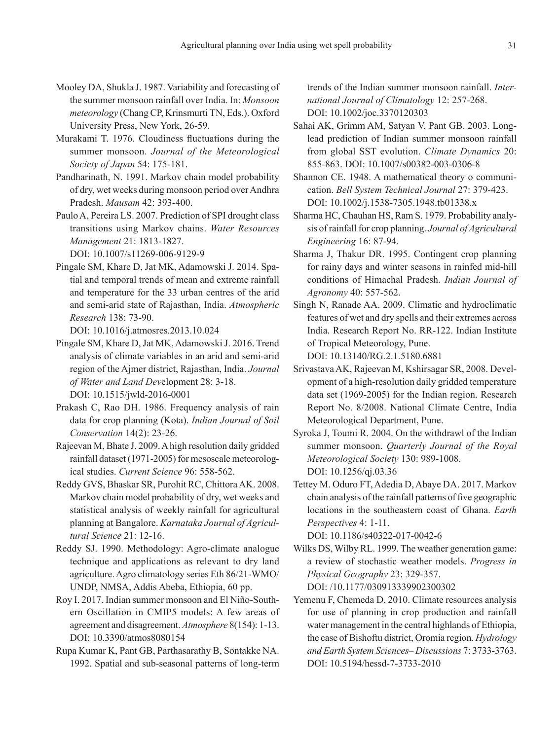Mooley DA, Shukla J. 1987. Variability and forecasting of the summer monsoon rainfall over India. In: *Monsoon meteorology* (Chang CP, Krinsmurti TN, Eds.). Oxford University Press, New York, 26-59.

Murakami T. 1976. Cloudiness fluctuations during the summer monsoon. *Journal of the Meteorological Society of Japan* 54: 175-181.

Pandharinath, N. 1991. Markov chain model probability of dry, wet weeks during monsoon period over Andhra Pradesh. *Mausam* 42: 393-400.

Paulo A, Pereira LS. 2007. Prediction of SPI drought class transitions using Markov chains. *Water Resources Management* 21: 1813-1827.
DOI: 10.1007/s11269-006-9129-9

Pingale SM, Khare D, Jat MK, Adamowski J. 2014. Spatial and temporal trends of mean and extreme rainfall and temperature for the 33 urban centres of the arid and semi-arid state of Rajasthan, India. *Atmospheric Research* 138: 73-90.
DOI: 10.1016/j.atmosres.2013.10.024

Pingale SM, Khare D, Jat MK, Adamowski J. 2016. Trend analysis of climate variables in an arid and semi-arid region of the Ajmer district, Rajasthan, India. *Journal of Water and Land Dev*elopment 28: 3-18.
DOI: 10.1515/jwld-2016-0001

Prakash C, Rao DH. 1986. Frequency analysis of rain data for crop planning (Kota). *Indian Journal of Soil Conservation* 14(2): 23-26.

Rajeevan M, Bhate J. 2009. A high resolution daily gridded rainfall dataset (1971-2005) for mesoscale meteorological studies. *Current Science* 96: 558-562.

Reddy GVS, Bhaskar SR, Purohit RC, Chittora AK. 2008. Markov chain model probability of dry, wet weeks and statistical analysis of weekly rainfall for agricultural planning at Bangalore. *Karnataka Journal of Agricultural Science* 21: 12-16.

Reddy SJ. 1990. Methodology: Agro-climate analogue technique and applications as relevant to dry land agriculture. Agro climatology series Eth 86/21-WMO/UNDP, NMSA, Addis Abeba, Ethiopia, 60 pp.

Roy I. 2017. Indian summer monsoon and El Niño-Southern Oscillation in CMIP5 models: A few areas of agreement and disagreement. *Atmosphere* 8(154): 1-13.
DOI: 10.3390/atmos8080154

Rupa Kumar K, Pant GB, Parthasarathy B, Sontakke NA. 1992. Spatial and sub-seasonal patterns of long-term trends of the Indian summer monsoon rainfall. *International Journal of Climatology* 12: 257-268.
DOI: 10.1002/joc.3370120303

Sahai AK, Grimm AM, Satyan V, Pant GB. 2003. Long-lead prediction of Indian summer monsoon rainfall from global SST evolution. *Climate Dynamics* 20: 855-863. DOI: 10.1007/s00382-003-0306-8

Shannon CE. 1948. A mathematical theory o communication. *Bell System Technical Journal* 27: 379-423.
DOI: 10.1002/j.1538-7305.1948.tb01338.x

Sharma HC, Chauhan HS, Ram S. 1979. Probability analysis of rainfall for crop planning. *Journal of Agricultural Engineering* 16: 87-94.

Sharma J, Thakur DR. 1995. Contingent crop planning for rainy days and winter seasons in rainfed mid-hill conditions of Himachal Pradesh. *Indian Journal of Agronomy* 40: 557-562.

Singh N, Ranade AA. 2009. Climatic and hydroclimatic features of wet and dry spells and their extremes across India. Research Report No. RR-122. Indian Institute of Tropical Meteorology, Pune.
DOI: 10.13140/RG.2.1.5180.6881

Srivastava AK, Rajeevan M, Kshirsagar SR, 2008. Development of a high-resolution daily gridded temperature data set (1969-2005) for the Indian region. Research Report No. 8/2008. National Climate Centre, India Meteorological Department, Pune.

Syroka J, Toumi R. 2004. On the withdrawl of the Indian summer monsoon. *Quarterly Journal of the Royal Meteorological Society* 130: 989-1008.
DOI: 10.1256/qj.03.36

Tettey M. Oduro FT, Adedia D, Abaye DA. 2017. Markov chain analysis of the rainfall patterns of five geographic locations in the southeastern coast of Ghana. *Earth Perspectives* 4: 1-11.
DOI: 10.1186/s40322-017-0042-6

Wilks DS, Wilby RL. 1999. The weather generation game: a review of stochastic weather models. *Progress in Physical Geography* 23: 329-357.
DOI: /10.1177/030913339902300302

Yemenu F, Chemeda D. 2010. Climate resources analysis for use of planning in crop production and rainfall water management in the central highlands of Ethiopia, the case of Bishoftu district, Oromia region. *Hydrology and Earth System Sciences– Discussions* 7: 3733-3763.
DOI: 10.5194/hessd-7-3733-2010